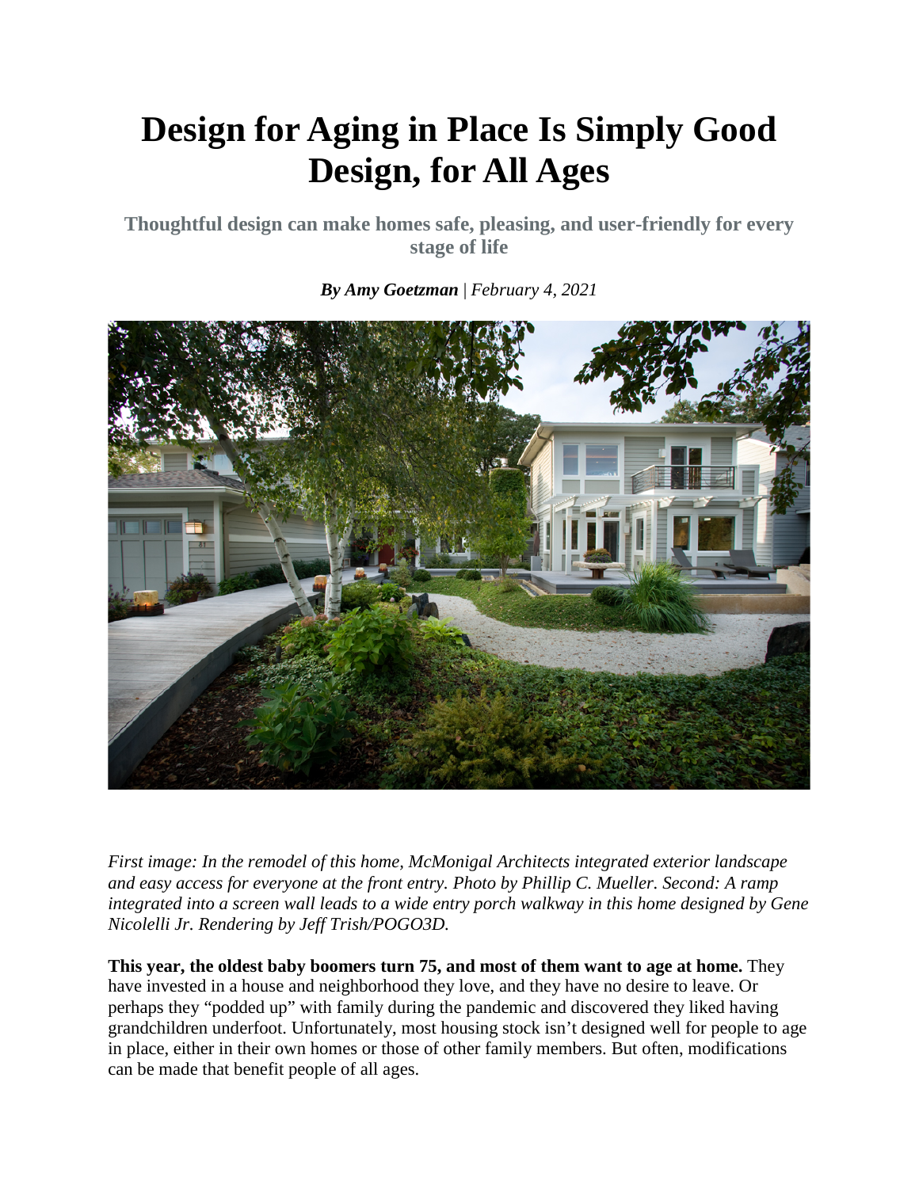# Design for Aging in Place Is Simply Good Design, for All Ages

**Thoughtful design can make homes safe, pleasing, and user-friendly for every stage of life**

***By Amy Goetzman** | February 4, 2021*

*First image: In the remodel of this home, McMonigal Architects integrated exterior landscape and easy access for everyone at the front entry. Photo by Phillip C. Mueller. Second: A ramp integrated into a screen wall leads to a wide entry porch walkway in this home designed by Gene Nicolelli Jr. Rendering by Jeff Trish/POGO3D.*

**This year, the oldest baby boomers turn 75, and most of them want to age at home.** They have invested in a house and neighborhood they love, and they have no desire to leave. Or perhaps they "podded up" with family during the pandemic and discovered they liked having grandchildren underfoot. Unfortunately, most housing stock isn't designed well for people to age in place, either in their own homes or those of other family members. But often, modifications can be made that benefit people of all ages.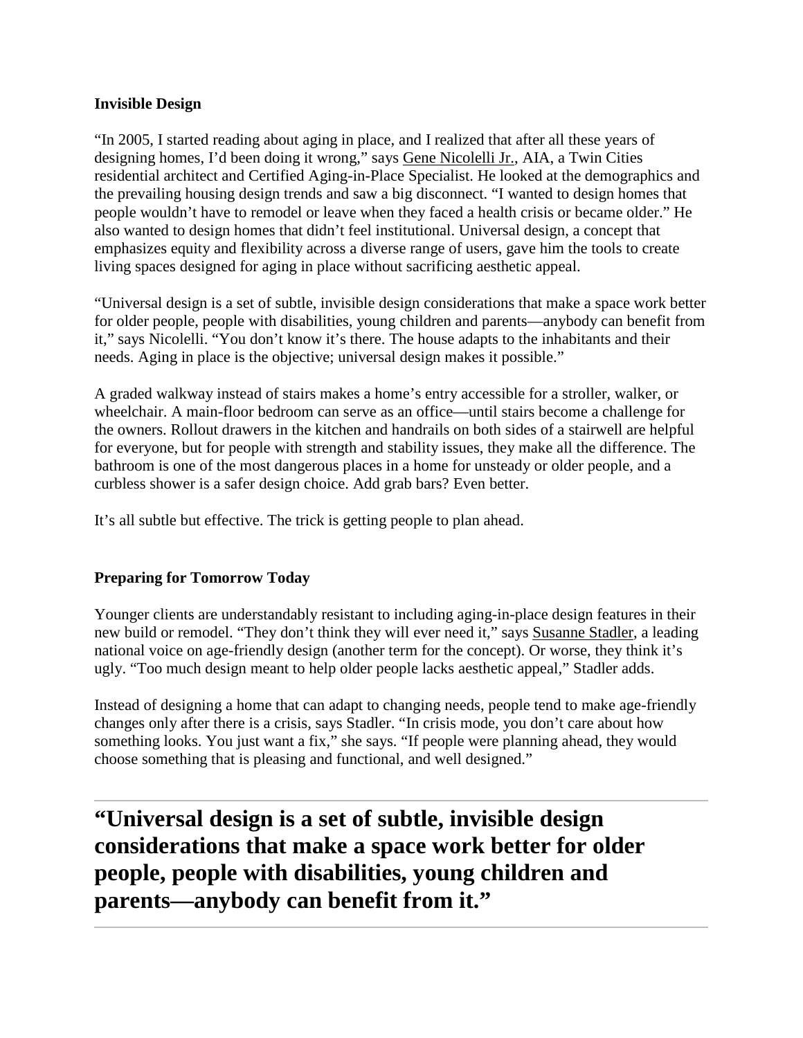**Invisible Design**

"In 2005, I started reading about aging in place, and I realized that after all these years of designing homes, I'd been doing it wrong," says Gene Nicolelli Jr., AIA, a Twin Cities residential architect and Certified Aging-in-Place Specialist. He looked at the demographics and the prevailing housing design trends and saw a big disconnect. "I wanted to design homes that people wouldn't have to remodel or leave when they faced a health crisis or became older." He also wanted to design homes that didn't feel institutional. Universal design, a concept that emphasizes equity and flexibility across a diverse range of users, gave him the tools to create living spaces designed for aging in place without sacrificing aesthetic appeal.

"Universal design is a set of subtle, invisible design considerations that make a space work better for older people, people with disabilities, young children and parents—anybody can benefit from it," says Nicolelli. "You don't know it's there. The house adapts to the inhabitants and their needs. Aging in place is the objective; universal design makes it possible."

A graded walkway instead of stairs makes a home's entry accessible for a stroller, walker, or wheelchair. A main-floor bedroom can serve as an office—until stairs become a challenge for the owners. Rollout drawers in the kitchen and handrails on both sides of a stairwell are helpful for everyone, but for people with strength and stability issues, they make all the difference. The bathroom is one of the most dangerous places in a home for unsteady or older people, and a curbless shower is a safer design choice. Add grab bars? Even better.

It's all subtle but effective. The trick is getting people to plan ahead.

**Preparing for Tomorrow Today**

Younger clients are understandably resistant to including aging-in-place design features in their new build or remodel. "They don't think they will ever need it," says Susanne Stadler, a leading national voice on age-friendly design (another term for the concept). Or worse, they think it's ugly. "Too much design meant to help older people lacks aesthetic appeal," Stadler adds.

Instead of designing a home that can adapt to changing needs, people tend to make age-friendly changes only after there is a crisis, says Stadler. "In crisis mode, you don't care about how something looks. You just want a fix," she says. "If people were planning ahead, they would choose something that is pleasing and functional, and well designed."

---

**"Universal design is a set of subtle, invisible design considerations that make a space work better for older people, people with disabilities, young children and parents—anybody can benefit from it."**

---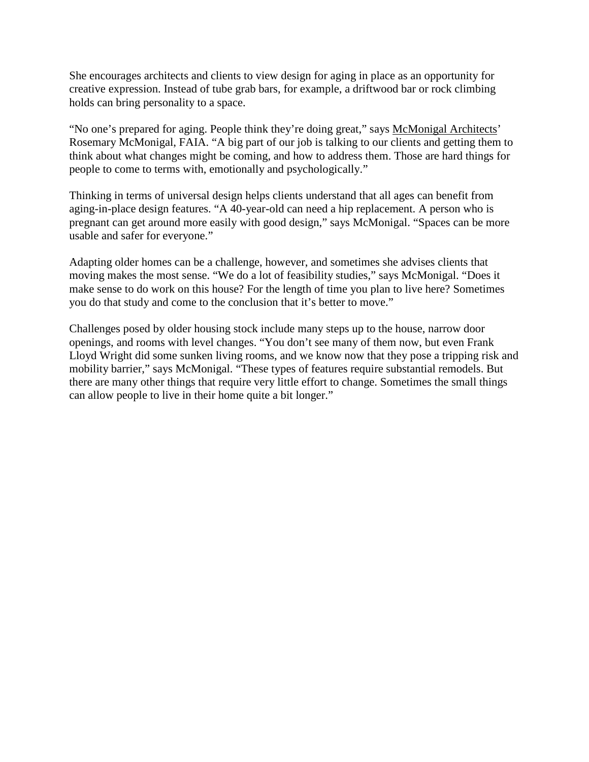She encourages architects and clients to view design for aging in place as an opportunity for creative expression. Instead of tube grab bars, for example, a driftwood bar or rock climbing holds can bring personality to a space.

“No one’s prepared for aging. People think they’re doing great,” says McMonigal Architects’ Rosemary McMonigal, FAIA. “A big part of our job is talking to our clients and getting them to think about what changes might be coming, and how to address them. Those are hard things for people to come to terms with, emotionally and psychologically.”

Thinking in terms of universal design helps clients understand that all ages can benefit from aging-in-place design features. “A 40-year-old can need a hip replacement. A person who is pregnant can get around more easily with good design,” says McMonigal. “Spaces can be more usable and safer for everyone.”

Adapting older homes can be a challenge, however, and sometimes she advises clients that moving makes the most sense. “We do a lot of feasibility studies,” says McMonigal. “Does it make sense to do work on this house? For the length of time you plan to live here? Sometimes you do that study and come to the conclusion that it’s better to move.”

Challenges posed by older housing stock include many steps up to the house, narrow door openings, and rooms with level changes. “You don’t see many of them now, but even Frank Lloyd Wright did some sunken living rooms, and we know now that they pose a tripping risk and mobility barrier,” says McMonigal. “These types of features require substantial remodels. But there are many other things that require very little effort to change. Sometimes the small things can allow people to live in their home quite a bit longer.”